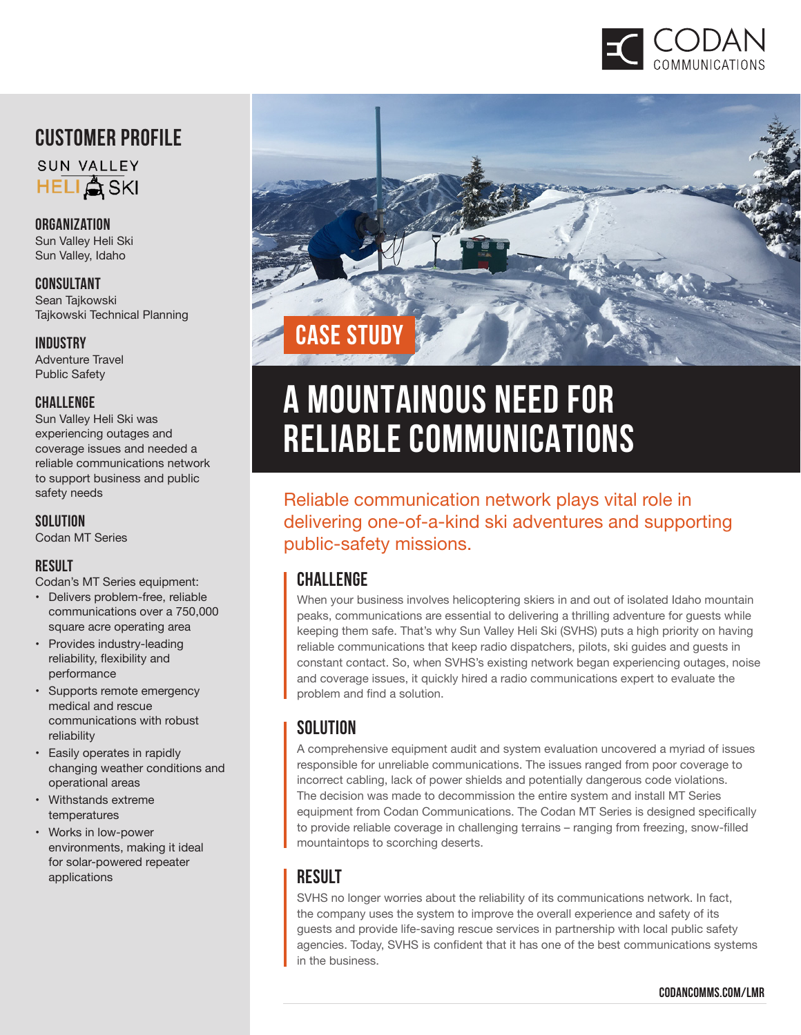# A MOUNTAINOUS NEED FOR RELIABLE COMMUNICATIONS

CASE STUDY

Reliable communication network plays vital role in delivering one-of-a-kind ski adventures and supporting public-safety missions.

## CUSTOMER PROFILE

SUN VALLEY HELI SKI

### ORGANIZATION

Sun Valley Heli Ski
Sun Valley, Idaho

### CONSULTANT

Sean Tajkowski
Tajkowski Technical Planning

### INDUSTRY

Adventure Travel
Public Safety

### CHALLENGE

Sun Valley Heli Ski was experiencing outages and coverage issues and needed a reliable communications network to support business and public safety needs

### SOLUTION

Codan MT Series

### RESULT

Codan's MT Series equipment:

- Delivers problem-free, reliable communications over a 750,000 square acre operating area
- Provides industry-leading reliability, flexibility and performance
- Supports remote emergency medical and rescue communications with robust reliability
- Easily operates in rapidly changing weather conditions and operational areas
- Withstands extreme temperatures
- Works in low-power environments, making it ideal for solar-powered repeater applications

## CHALLENGE

When your business involves helicoptering skiers in and out of isolated Idaho mountain peaks, communications are essential to delivering a thrilling adventure for guests while keeping them safe. That's why Sun Valley Heli Ski (SVHS) puts a high priority on having reliable communications that keep radio dispatchers, pilots, ski guides and guests in constant contact. So, when SVHS's existing network began experiencing outages, noise and coverage issues, it quickly hired a radio communications expert to evaluate the problem and find a solution.

## SOLUTION

A comprehensive equipment audit and system evaluation uncovered a myriad of issues responsible for unreliable communications. The issues ranged from poor coverage to incorrect cabling, lack of power shields and potentially dangerous code violations. The decision was made to decommission the entire system and install MT Series equipment from Codan Communications. The Codan MT Series is designed specifically to provide reliable coverage in challenging terrains – ranging from freezing, snow-filled mountaintops to scorching deserts.

## RESULT

SVHS no longer worries about the reliability of its communications network. In fact, the company uses the system to improve the overall experience and safety of its guests and provide life-saving rescue services in partnership with local public safety agencies. Today, SVHS is confident that it has one of the best communications systems in the business.

CODANCOMMS.COM/LMR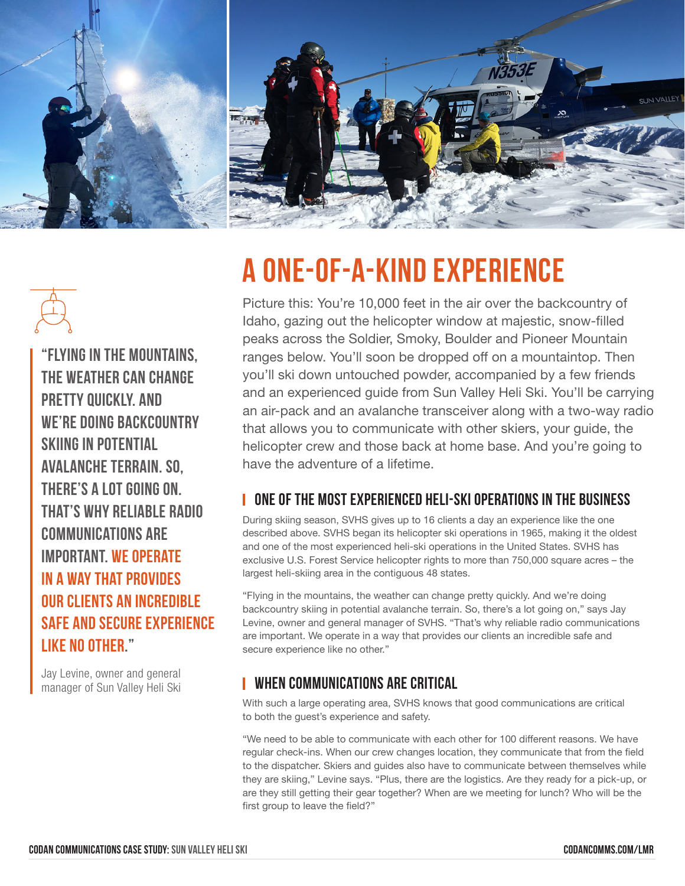# A ONE-OF-A-KIND EXPERIENCE

Picture this: You're 10,000 feet in the air over the backcountry of Idaho, gazing out the helicopter window at majestic, snow-filled peaks across the Soldier, Smoky, Boulder and Pioneer Mountain ranges below. You'll soon be dropped off on a mountaintop. Then you'll ski down untouched powder, accompanied by a few friends and an experienced guide from Sun Valley Heli Ski. You'll be carrying an air-pack and an avalanche transceiver along with a two-way radio that allows you to communicate with other skiers, your guide, the helicopter crew and those back at home base. And you're going to have the adventure of a lifetime.

> "FLYING IN THE MOUNTAINS, THE WEATHER CAN CHANGE PRETTY QUICKLY. AND WE'RE DOING BACKCOUNTRY SKIING IN POTENTIAL AVALANCHE TERRAIN. SO, THERE'S A LOT GOING ON. THAT'S WHY RELIABLE RADIO COMMUNICATIONS ARE IMPORTANT. **WE OPERATE IN A WAY THAT PROVIDES OUR CLIENTS AN INCREDIBLE SAFE AND SECURE EXPERIENCE LIKE NO OTHER.**"
>
> Jay Levine, owner and general manager of Sun Valley Heli Ski

## ONE OF THE MOST EXPERIENCED HELI-SKI OPERATIONS IN THE BUSINESS

During skiing season, SVHS gives up to 16 clients a day an experience like the one described above. SVHS began its helicopter ski operations in 1965, making it the oldest and one of the most experienced heli-ski operations in the United States. SVHS has exclusive U.S. Forest Service helicopter rights to more than 750,000 square acres – the largest heli-skiing area in the contiguous 48 states.

"Flying in the mountains, the weather can change pretty quickly. And we're doing backcountry skiing in potential avalanche terrain. So, there's a lot going on," says Jay Levine, owner and general manager of SVHS. "That's why reliable radio communications are important. We operate in a way that provides our clients an incredible safe and secure experience like no other."

## WHEN COMMUNICATIONS ARE CRITICAL

With such a large operating area, SVHS knows that good communications are critical to both the guest's experience and safety.

"We need to be able to communicate with each other for 100 different reasons. We have regular check-ins. When our crew changes location, they communicate that from the field to the dispatcher. Skiers and guides also have to communicate between themselves while they are skiing," Levine says. "Plus, there are the logistics. Are they ready for a pick-up, or are they still getting their gear together? When are we meeting for lunch? Who will be the first group to leave the field?"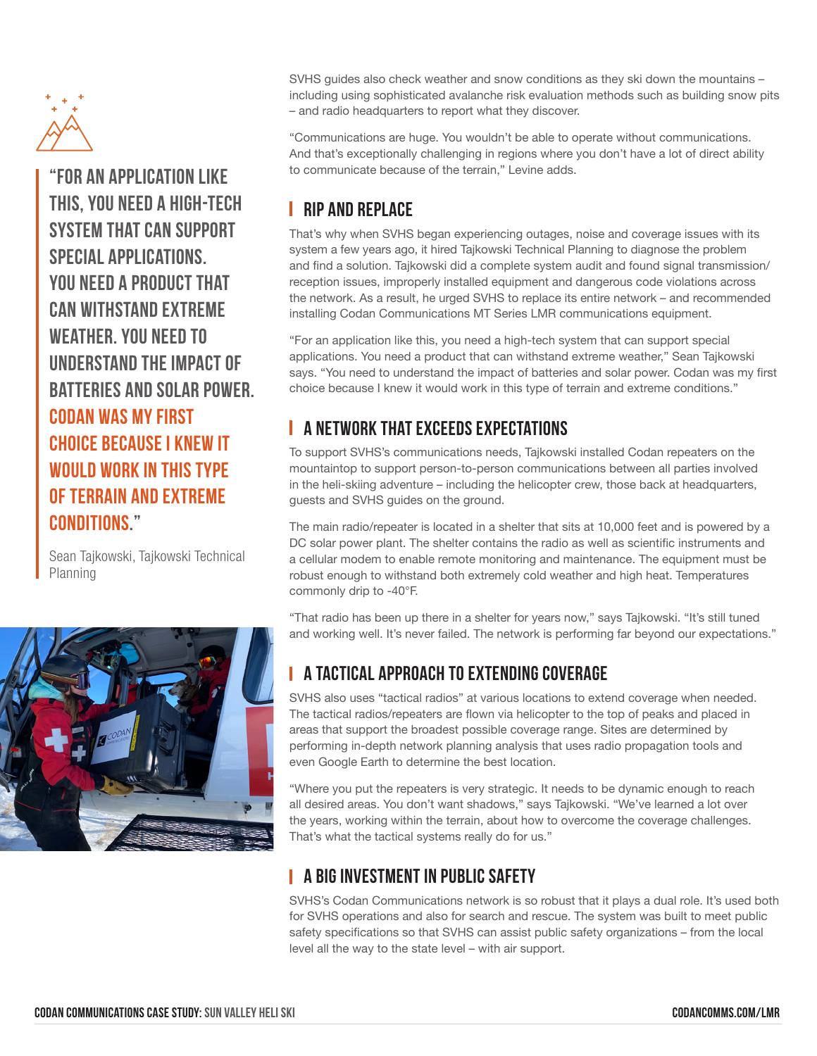> "FOR AN APPLICATION LIKE THIS, YOU NEED A HIGH-TECH SYSTEM THAT CAN SUPPORT SPECIAL APPLICATIONS. YOU NEED A PRODUCT THAT CAN WITHSTAND EXTREME WEATHER. YOU NEED TO UNDERSTAND THE IMPACT OF BATTERIES AND SOLAR POWER. **CODAN WAS MY FIRST CHOICE BECAUSE I KNEW IT WOULD WORK IN THIS TYPE OF TERRAIN AND EXTREME CONDITIONS.**"
>
> Sean Tajkowski, Tajkowski Technical Planning

SVHS guides also check weather and snow conditions as they ski down the mountains – including using sophisticated avalanche risk evaluation methods such as building snow pits – and radio headquarters to report what they discover.

"Communications are huge. You wouldn't be able to operate without communications. And that's exceptionally challenging in regions where you don't have a lot of direct ability to communicate because of the terrain," Levine adds.

## RIP AND REPLACE

That's why when SVHS began experiencing outages, noise and coverage issues with its system a few years ago, it hired Tajkowski Technical Planning to diagnose the problem and find a solution. Tajkowski did a complete system audit and found signal transmission/reception issues, improperly installed equipment and dangerous code violations across the network. As a result, he urged SVHS to replace its entire network – and recommended installing Codan Communications MT Series LMR communications equipment.

"For an application like this, you need a high-tech system that can support special applications. You need a product that can withstand extreme weather," Sean Tajkowski says. "You need to understand the impact of batteries and solar power. Codan was my first choice because I knew it would work in this type of terrain and extreme conditions."

## A NETWORK THAT EXCEEDS EXPECTATIONS

To support SVHS's communications needs, Tajkowski installed Codan repeaters on the mountaintop to support person-to-person communications between all parties involved in the heli-skiing adventure – including the helicopter crew, those back at headquarters, guests and SVHS guides on the ground.

The main radio/repeater is located in a shelter that sits at 10,000 feet and is powered by a DC solar power plant. The shelter contains the radio as well as scientific instruments and a cellular modem to enable remote monitoring and maintenance. The equipment must be robust enough to withstand both extremely cold weather and high heat. Temperatures commonly drip to -40°F.

"That radio has been up there in a shelter for years now," says Tajkowski. "It's still tuned and working well. It's never failed. The network is performing far beyond our expectations."

## A TACTICAL APPROACH TO EXTENDING COVERAGE

SVHS also uses "tactical radios" at various locations to extend coverage when needed. The tactical radios/repeaters are flown via helicopter to the top of peaks and placed in areas that support the broadest possible coverage range. Sites are determined by performing in-depth network planning analysis that uses radio propagation tools and even Google Earth to determine the best location.

"Where you put the repeaters is very strategic. It needs to be dynamic enough to reach all desired areas. You don't want shadows," says Tajkowski. "We've learned a lot over the years, working within the terrain, about how to overcome the coverage challenges. That's what the tactical systems really do for us."

## A BIG INVESTMENT IN PUBLIC SAFETY

SVHS's Codan Communications network is so robust that it plays a dual role. It's used both for SVHS operations and also for search and rescue. The system was built to meet public safety specifications so that SVHS can assist public safety organizations – from the local level all the way to the state level – with air support.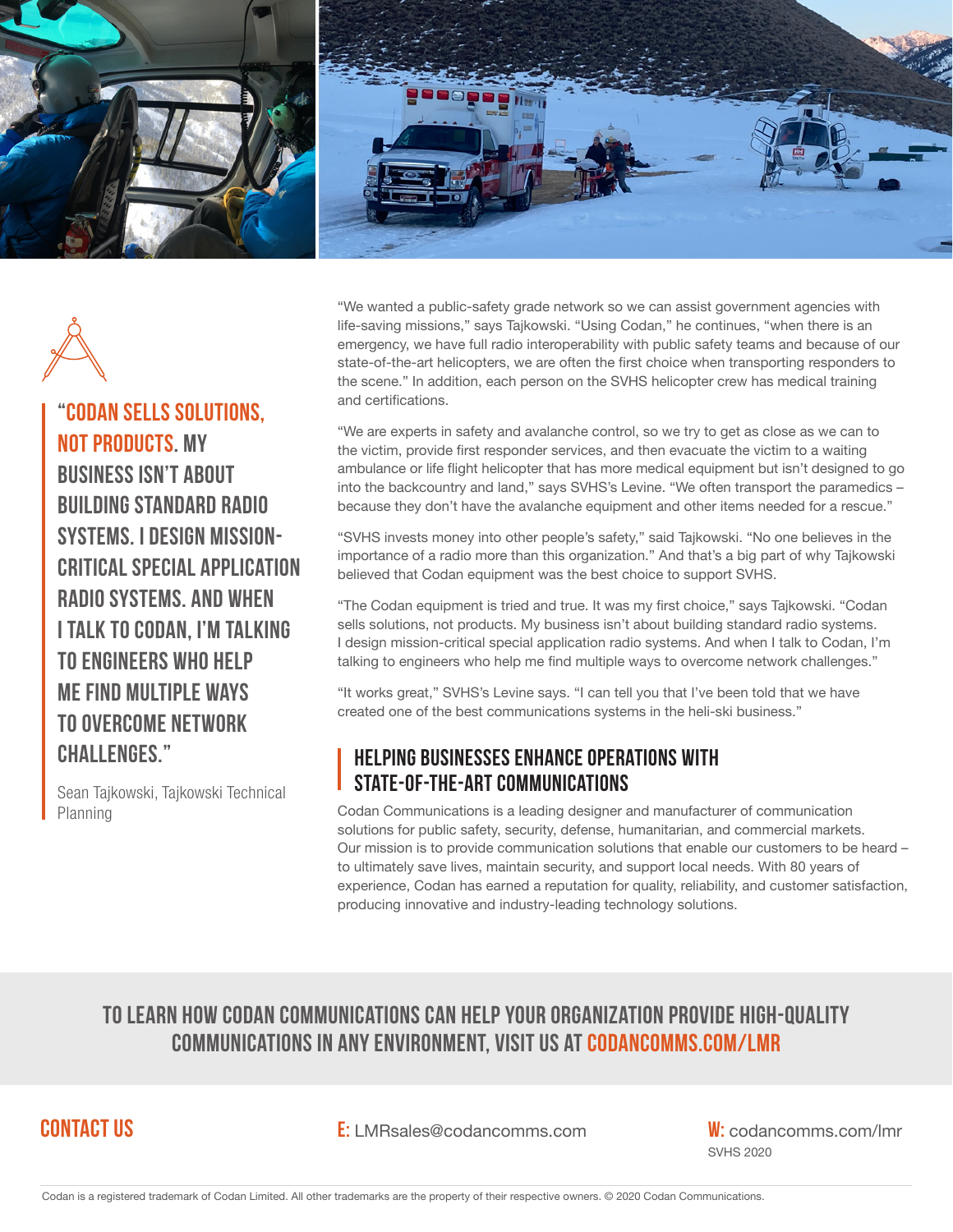> "**CODAN SELLS SOLUTIONS, NOT PRODUCTS.** MY BUSINESS ISN'T ABOUT BUILDING STANDARD RADIO SYSTEMS. I DESIGN MISSION-CRITICAL SPECIAL APPLICATION RADIO SYSTEMS. AND WHEN I TALK TO CODAN, I'M TALKING TO ENGINEERS WHO HELP ME FIND MULTIPLE WAYS TO OVERCOME NETWORK CHALLENGES."
>
> Sean Tajkowski, Tajkowski Technical Planning

"We wanted a public-safety grade network so we can assist government agencies with life-saving missions," says Tajkowski. "Using Codan," he continues, "when there is an emergency, we have full radio interoperability with public safety teams and because of our state-of-the-art helicopters, we are often the first choice when transporting responders to the scene." In addition, each person on the SVHS helicopter crew has medical training and certifications.

"We are experts in safety and avalanche control, so we try to get as close as we can to the victim, provide first responder services, and then evacuate the victim to a waiting ambulance or life flight helicopter that has more medical equipment but isn't designed to go into the backcountry and land," says SVHS's Levine. "We often transport the paramedics – because they don't have the avalanche equipment and other items needed for a rescue."

"SVHS invests money into other people's safety," said Tajkowski. "No one believes in the importance of a radio more than this organization." And that's a big part of why Tajkowski believed that Codan equipment was the best choice to support SVHS.

"The Codan equipment is tried and true. It was my first choice," says Tajkowski. "Codan sells solutions, not products. My business isn't about building standard radio systems. I design mission-critical special application radio systems. And when I talk to Codan, I'm talking to engineers who help me find multiple ways to overcome network challenges."

"It works great," SVHS's Levine says. "I can tell you that I've been told that we have created one of the best communications systems in the heli-ski business."

## HELPING BUSINESSES ENHANCE OPERATIONS WITH STATE-OF-THE-ART COMMUNICATIONS

Codan Communications is a leading designer and manufacturer of communication solutions for public safety, security, defense, humanitarian, and commercial markets. Our mission is to provide communication solutions that enable our customers to be heard – to ultimately save lives, maintain security, and support local needs. With 80 years of experience, Codan has earned a reputation for quality, reliability, and customer satisfaction, producing innovative and industry-leading technology solutions.

**TO LEARN HOW CODAN COMMUNICATIONS CAN HELP YOUR ORGANIZATION PROVIDE HIGH-QUALITY COMMUNICATIONS IN ANY ENVIRONMENT, VISIT US AT CODANCOMMS.COM/LMR**

## CONTACT US

**E:** LMRsales@codancomms.com

**W:** codancomms.com/lmr

SVHS 2020

Codan is a registered trademark of Codan Limited. All other trademarks are the property of their respective owners. © 2020 Codan Communications.